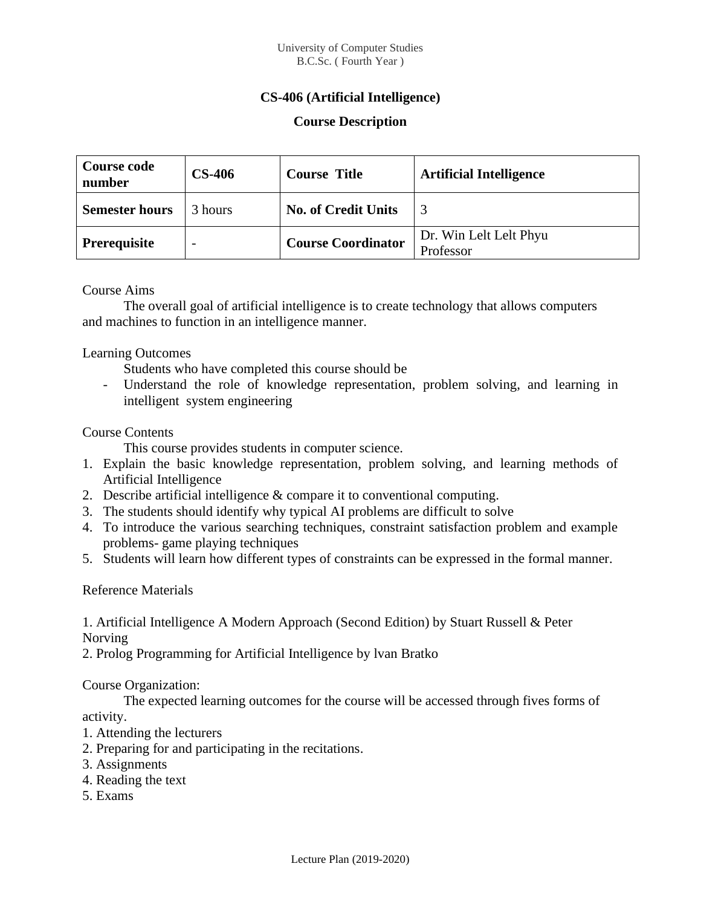University of Computer Studies
B.C.Sc. ( Fourth Year )

## CS-406 (Artificial Intelligence)

### Course Description

| **Course code number** | **CS-406** | **Course Title** | **Artificial Intelligence** |
|---|---|---|---|
| **Semester hours** | 3 hours | **No. of Credit Units** | 3 |
| **Prerequisite** | - | **Course Coordinator** | Dr. Win Lelt Lelt Phyu Professor |

Course Aims

The overall goal of artificial intelligence is to create technology that allows computers and machines to function in an intelligence manner.

Learning Outcomes

Students who have completed this course should be

- Understand the role of knowledge representation, problem solving, and learning in intelligent system engineering

Course Contents

This course provides students in computer science.

1. Explain the basic knowledge representation, problem solving, and learning methods of Artificial Intelligence
2. Describe artificial intelligence & compare it to conventional computing.
3. The students should identify why typical AI problems are difficult to solve
4. To introduce the various searching techniques, constraint satisfaction problem and example problems- game playing techniques
5. Students will learn how different types of constraints can be expressed in the formal manner.

Reference Materials

1. Artificial Intelligence A Modern Approach (Second Edition) by Stuart Russell & Peter Norving
2. Prolog Programming for Artificial Intelligence by lvan Bratko

Course Organization:

The expected learning outcomes for the course will be accessed through fives forms of activity.

1. Attending the lecturers
2. Preparing for and participating in the recitations.
3. Assignments
4. Reading the text
5. Exams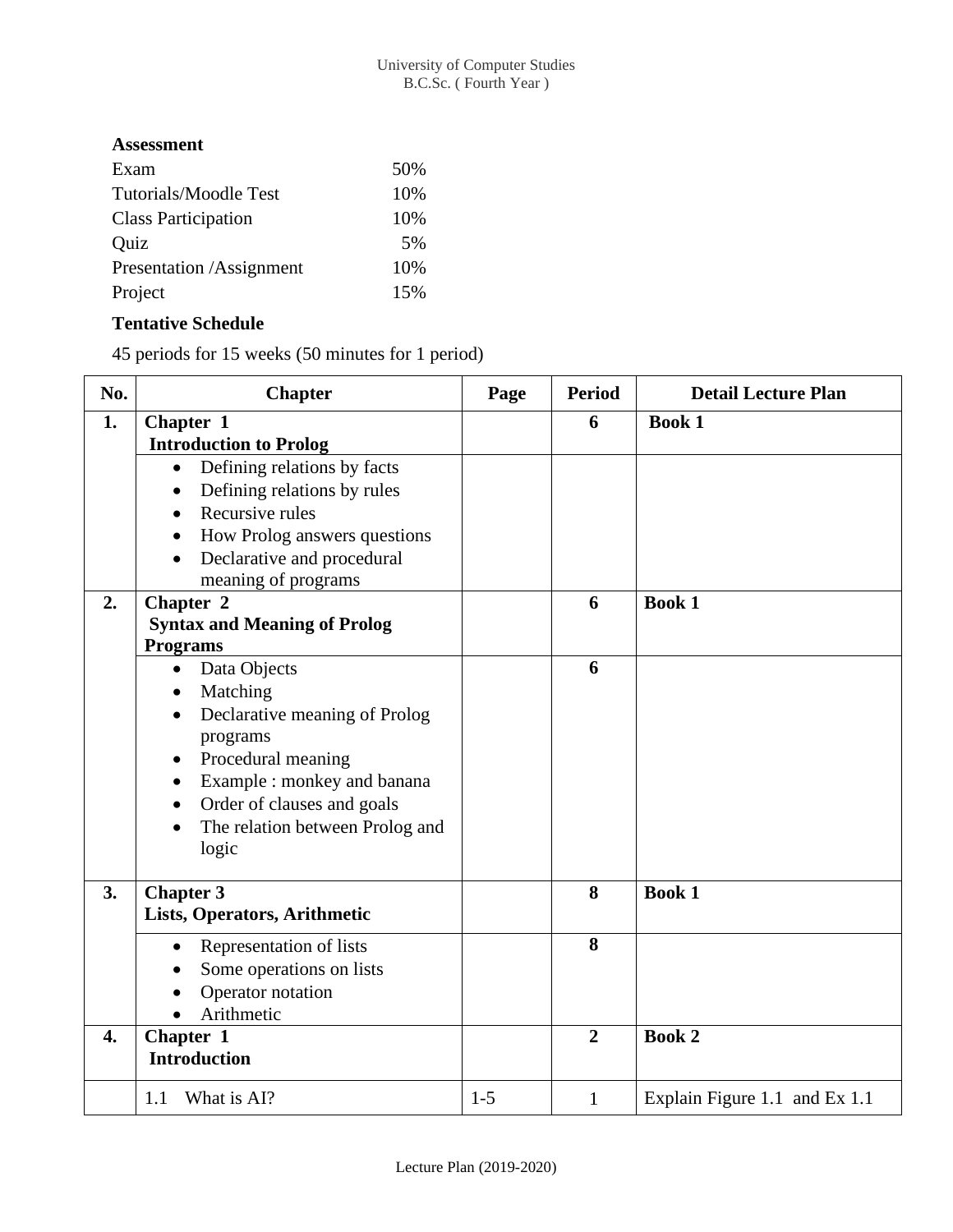### Assessment

| | |
|---|---|
| Exam | 50% |
| Tutorials/Moodle Test | 10% |
| Class Participation | 10% |
| Quiz | 5% |
| Presentation /Assignment | 10% |
| Project | 15% |

### Tentative Schedule

45 periods for 15 weeks (50 minutes for 1 period)

| No. | Chapter | Page | Period | Detail Lecture Plan |
|---|---|---|---|---|
| **1.** | **Chapter 1**<br>**Introduction to Prolog** | | **6** | **Book 1** |
| | • Defining relations by facts<br>• Defining relations by rules<br>• Recursive rules<br>• How Prolog answers questions<br>• Declarative and procedural meaning of programs | | | |
| **2.** | **Chapter 2**<br>**Syntax and Meaning of Prolog Programs** | | **6** | **Book 1** |
| | • Data Objects<br>• Matching<br>• Declarative meaning of Prolog programs<br>• Procedural meaning<br>• Example : monkey and banana<br>• Order of clauses and goals<br>• The relation between Prolog and logic | | **6** | |
| **3.** | **Chapter 3**<br>**Lists, Operators, Arithmetic** | | **8** | **Book 1** |
| | • Representation of lists<br>• Some operations on lists<br>• Operator notation<br>• Arithmetic | | **8** | |
| **4.** | **Chapter 1**<br>**Introduction** | | **2** | **Book 2** |
| | 1.1 What is AI? | 1-5 | 1 | Explain Figure 1.1 and Ex 1.1 |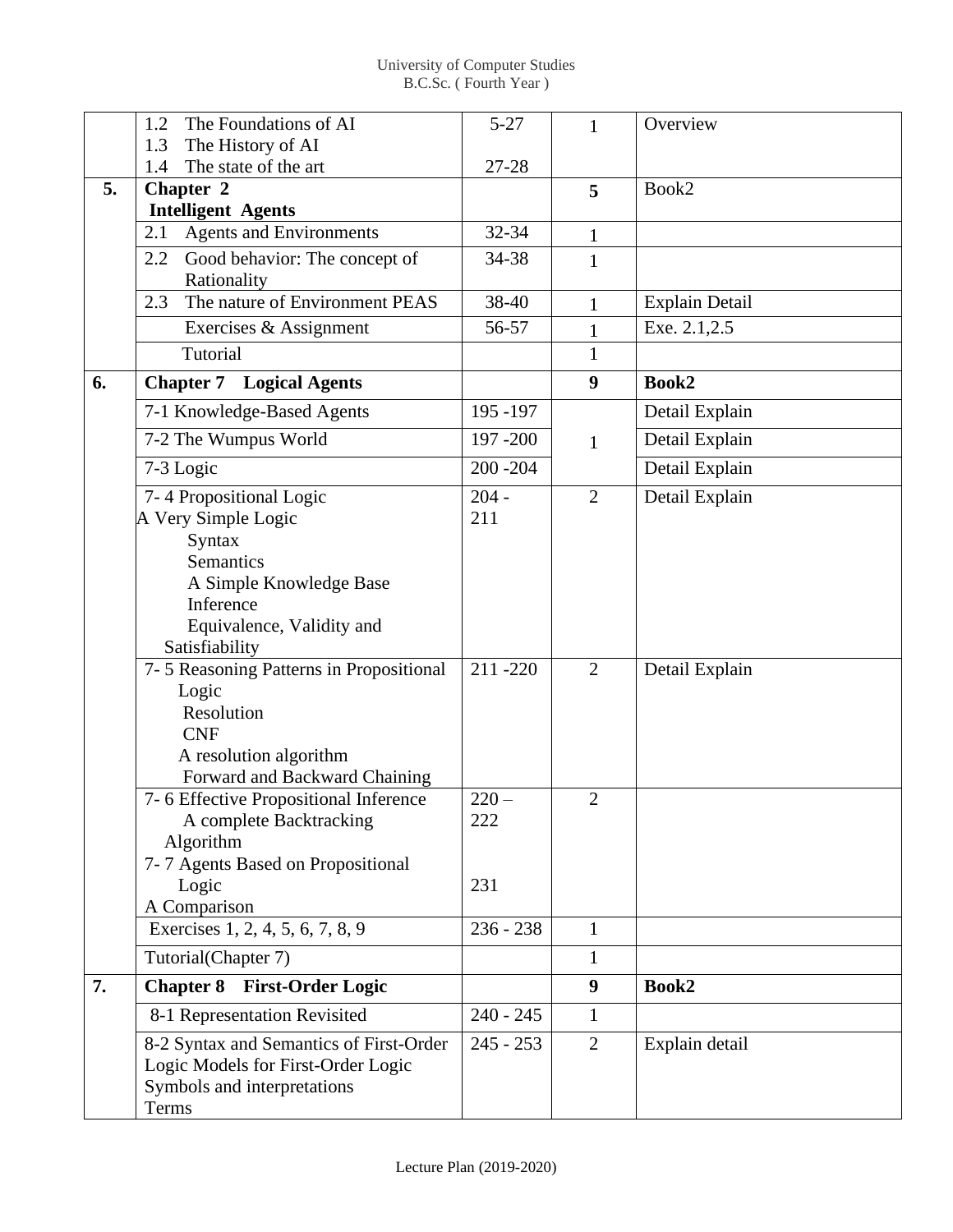| | | | | |
|---|---|---|---|---|
| | 1.2 The Foundations of AI<br>1.3 The History of AI<br>1.4 The state of the art | 5-27<br><br>27-28 | 1 | Overview |
| **5.** | **Chapter 2**<br>**Intelligent Agents** | | **5** | Book2 |
| | 2.1 Agents and Environments | 32-34 | 1 | |
| | 2.2 Good behavior: The concept of Rationality | 34-38 | 1 | |
| | 2.3 The nature of Environment PEAS | 38-40 | 1 | Explain Detail |
| | Exercises & Assignment | 56-57 | 1 | Exe. 2.1,2.5 |
| | Tutorial | | 1 | |
| **6.** | **Chapter 7 Logical Agents** | | **9** | **Book2** |
| | 7-1 Knowledge-Based Agents | 195 -197 | 1 | Detail Explain |
| | 7-2 The Wumpus World | 197 -200 | | Detail Explain |
| | 7-3 Logic | 200 -204 | | Detail Explain |
| | 7- 4 Propositional Logic<br>A Very Simple Logic<br>Syntax<br>Semantics<br>A Simple Knowledge Base<br>Inference<br>Equivalence, Validity and Satisfiability | 204 - 211 | 2 | Detail Explain |
| | 7- 5 Reasoning Patterns in Propositional Logic<br>Resolution<br>CNF<br>A resolution algorithm<br>Forward and Backward Chaining | 211 -220 | 2 | Detail Explain |
| | 7- 6 Effective Propositional Inference<br>A complete Backtracking Algorithm<br>7- 7 Agents Based on Propositional Logic<br>A Comparison | 220 – 222<br><br><br>231 | 2 | |
| | Exercises 1, 2, 4, 5, 6, 7, 8, 9 | 236 - 238 | 1 | |
| | Tutorial(Chapter 7) | | 1 | |
| **7.** | **Chapter 8 First-Order Logic** | | **9** | **Book2** |
| | 8-1 Representation Revisited | 240 - 245 | 1 | |
| | 8-2 Syntax and Semantics of First-Order Logic Models for First-Order Logic<br>Symbols and interpretations<br>Terms | 245 - 253 | 2 | Explain detail |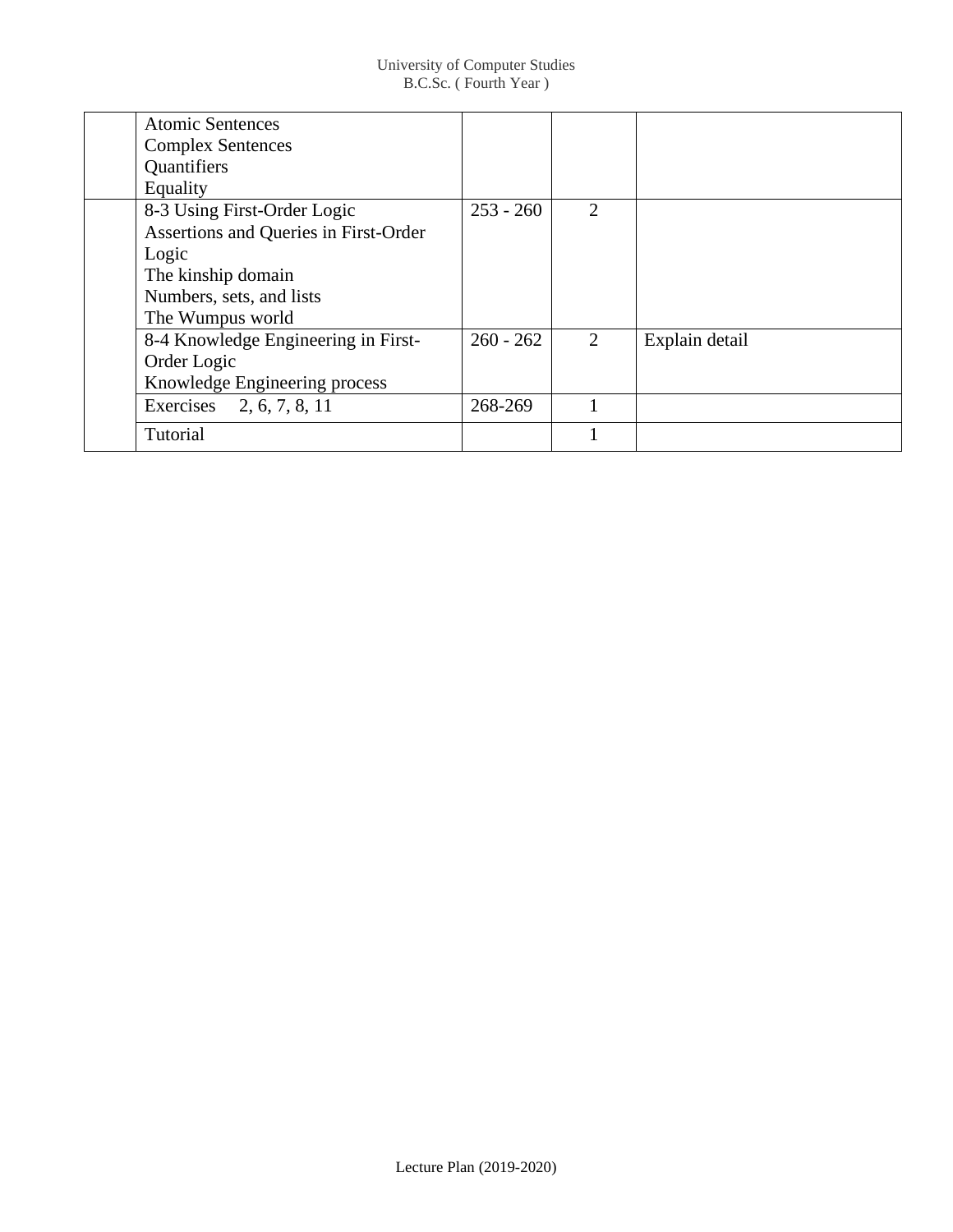| | | | | |
|---|---|---|---|---|
| | Atomic Sentences<br>Complex Sentences<br>Quantifiers<br>Equality | | | |
| | 8-3 Using First-Order Logic<br>Assertions and Queries in First-Order Logic<br>The kinship domain<br>Numbers, sets, and lists<br>The Wumpus world | 253 - 260 | 2 | |
| | 8-4 Knowledge Engineering in First-Order Logic<br>Knowledge Engineering process | 260 - 262 | 2 | Explain detail |
| | Exercises 2, 6, 7, 8, 11 | 268-269 | 1 | |
| | Tutorial | | 1 | |